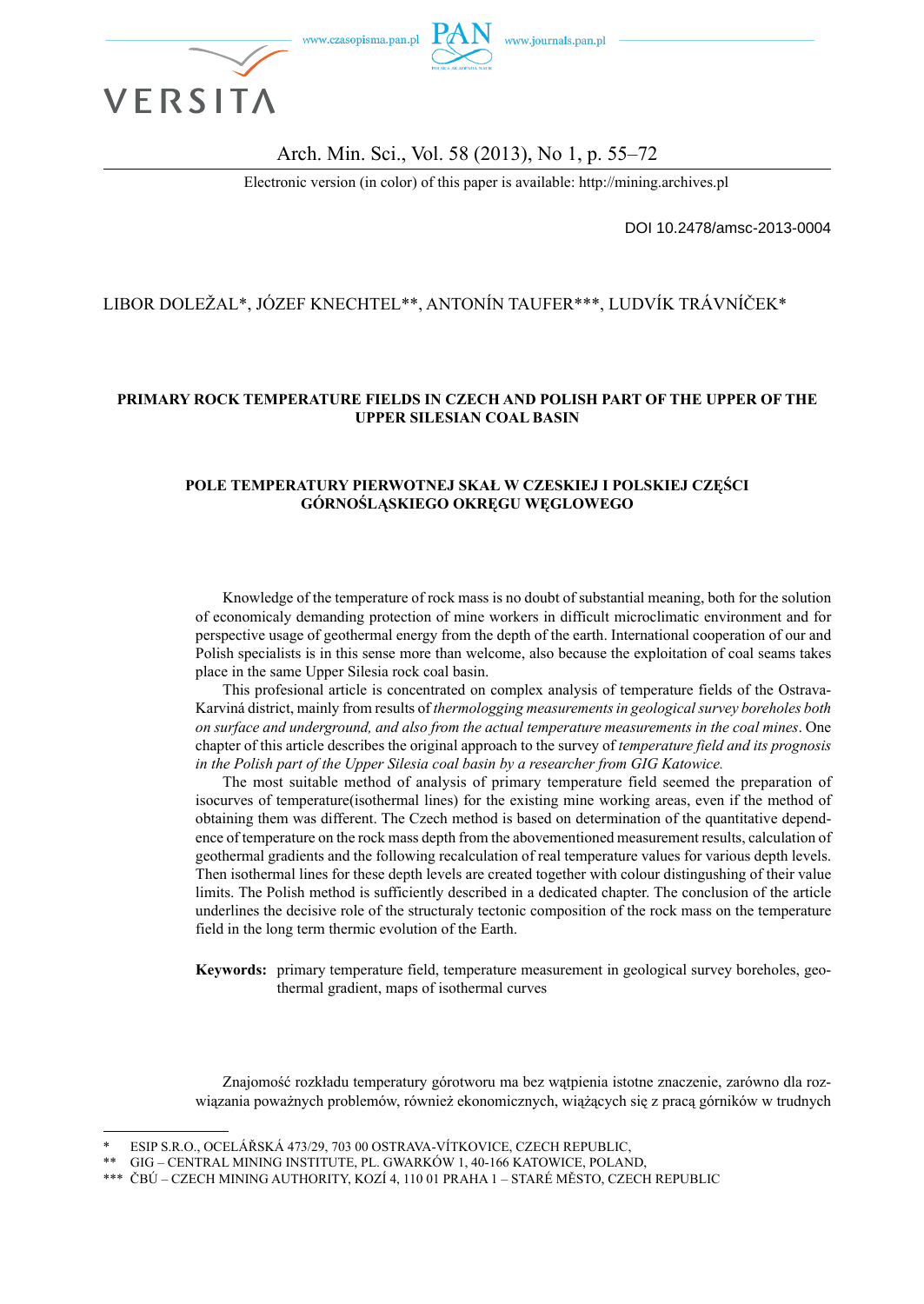LIBOR DOLEŽAL*, JÓZEF KNECHTEL**, ANTONÍN TAUFER***, LUDVÍK TRÁVNÍČEK*

# PRIMARY ROCK TEMPERATURE FIELDS IN CZECH AND POLISH PART OF THE UPPER OF THE UPPER SILESIAN COAL BASIN

# POLE TEMPERATURY PIERWOTNEJ SKAŁ W CZESKIEJ I POLSKIEJ CZĘŚCI GÓRNOŚLĄSKIEGO OKRĘGU WĘGLOWEGO

Knowledge of the temperature of rock mass is no doubt of substantial meaning, both for the solution of economicaly demanding protection of mine workers in difficult microclimatic environment and for perspective usage of geothermal energy from the depth of the earth. International cooperation of our and Polish specialists is in this sense more than welcome, also because the exploitation of coal seams takes place in the same Upper Silesia rock coal basin.

This profesional article is concentrated on complex analysis of temperature fields of the Ostrava-Karviná district, mainly from results of *thermologging measurements in geological survey boreholes both on surface and underground, and also from the actual temperature measurements in the coal mines*. One chapter of this article describes the original approach to the survey of *temperature field and its prognosis in the Polish part of the Upper Silesia coal basin by a researcher from GIG Katowice.*

The most suitable method of analysis of primary temperature field seemed the preparation of isocurves of temperature(isothermal lines) for the existing mine working areas, even if the method of obtaining them was different. The Czech method is based on determination of the quantitative dependence of temperature on the rock mass depth from the abovementioned measurement results, calculation of geothermal gradients and the following recalculation of real temperature values for various depth levels. Then isothermal lines for these depth levels are created together with colour distingushing of their value limits. The Polish method is sufficiently described in a dedicated chapter. The conclusion of the article underlines the decisive role of the structuraly tectonic composition of the rock mass on the temperature field in the long term thermic evolution of the Earth.

**Keywords:** primary temperature field, temperature measurement in geological survey boreholes, geothermal gradient, maps of isothermal curves

Znajomość rozkładu temperatury górotworu ma bez wątpienia istotne znaczenie, zarówno dla rozwiązania poważnych problemów, również ekonomicznych, wiążących się z pracą górników w trudnych

\* ESIP S.R.O., OCELÁŘSKÁ 473/29, 703 00 OSTRAVA-VÍTKOVICE, CZECH REPUBLIC,

\*\* GIG – CENTRAL MINING INSTITUTE, PL. GWARKÓW 1, 40-166 KATOWICE, POLAND,

\*\*\* ČBÚ – CZECH MINING AUTHORITY, KOZÍ 4, 110 01 PRAHA 1 – STARÉ MĚSTO, CZECH REPUBLIC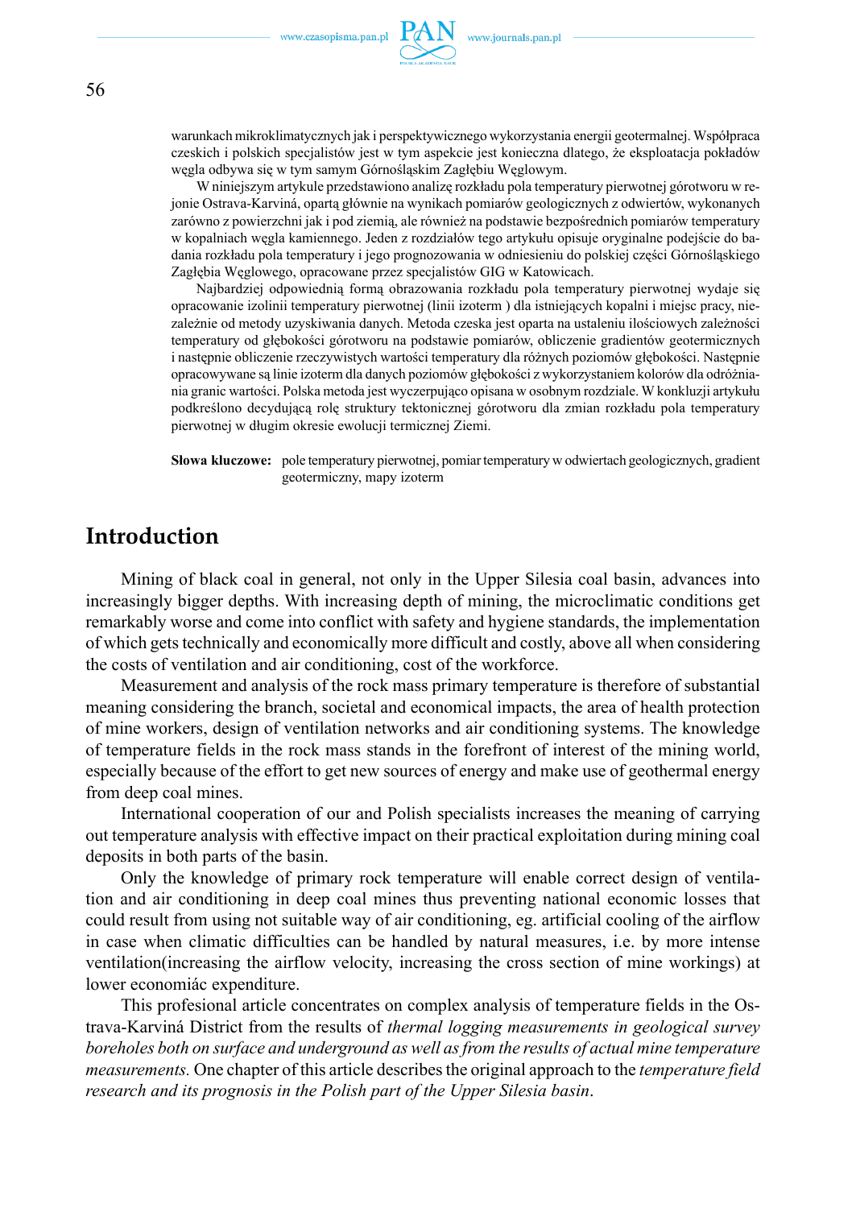warunkach mikroklimatycznych jak i perspektywicznego wykorzystania energii geotermalnej. Współpraca czeskich i polskich specjalistów jest w tym aspekcie jest konieczna dlatego, że eksploatacja pokładów węgla odbywa się w tym samym Górnośląskim Zagłębiu Węglowym.

W niniejszym artykule przedstawiono analizę rozkładu pola temperatury pierwotnej górotworu w regionie Ostrava-Karviná, opartą głównie na wynikach pomiarów geologicznych z odwiertów, wykonanych zarówno z powierzchni jak i pod ziemią, ale również na podstawie bezpośrednich pomiarów temperatury w kopalniach węgla kamiennego. Jeden z rozdziałów tego artykułu opisuje oryginalne podejście do badania rozkładu pola temperatury i jego prognozowania w odniesieniu do polskiej części Górnośląskiego Zagłębia Węglowego, opracowane przez specjalistów GIG w Katowicach.

Najbardziej odpowiednią formą obrazowania rozkładu pola temperatury pierwotnej wydaje się opracowanie izolinii temperatury pierwotnej (linii izoterm ) dla istniejących kopalni i miejsc pracy, niezależnie od metody uzyskiwania danych. Metoda czeska jest oparta na ustaleniu ilościowych zależności temperatury od głębokości górotworu na podstawie pomiarów, obliczenie gradientów geotermicznych i następnie obliczenie rzeczywistych wartości temperatury dla różnych poziomów głębokości. Następnie opracowywane są linie izoterm dla danych poziomów głębokości z wykorzystaniem kolorów dla odróżniania granic wartości. Polska metoda jest wyczerpująco opisana w osobnym rozdziale. W konkluzji artykułu podkreślono decydującą rolę struktury tektonicznej górotworu dla zmian rozkładu pola temperatury pierwotnej w długim okresie ewolucji termicznej Ziemi.

**Słowa kluczowe:** pole temperatury pierwotnej, pomiar temperatury w odwiertach geologicznych, gradient geotermiczny, mapy izoterm

## Introduction

Mining of black coal in general, not only in the Upper Silesia coal basin, advances into increasingly bigger depths. With increasing depth of mining, the microclimatic conditions get remarkably worse and come into conflict with safety and hygiene standards, the implementation of which gets technically and economically more difficult and costly, above all when considering the costs of ventilation and air conditioning, cost of the workforce.

Measurement and analysis of the rock mass primary temperature is therefore of substantial meaning considering the branch, societal and economical impacts, the area of health protection of mine workers, design of ventilation networks and air conditioning systems. The knowledge of temperature fields in the rock mass stands in the forefront of interest of the mining world, especially because of the effort to get new sources of energy and make use of geothermal energy from deep coal mines.

International cooperation of our and Polish specialists increases the meaning of carrying out temperature analysis with effective impact on their practical exploitation during mining coal deposits in both parts of the basin.

Only the knowledge of primary rock temperature will enable correct design of ventilation and air conditioning in deep coal mines thus preventing national economic losses that could result from using not suitable way of air conditioning, eg. artificial cooling of the airflow in case when climatic difficulties can be handled by natural measures, i.e. by more intense ventilation(increasing the airflow velocity, increasing the cross section of mine workings) at lower economiác expenditure.

This profesional article concentrates on complex analysis of temperature fields in the Ostrava-Karviná District from the results of *thermal logging measurements in geological survey boreholes both on surface and underground as well as from the results of actual mine temperature measurements.* One chapter of this article describes the original approach to the *temperature field research and its prognosis in the Polish part of the Upper Silesia basin*.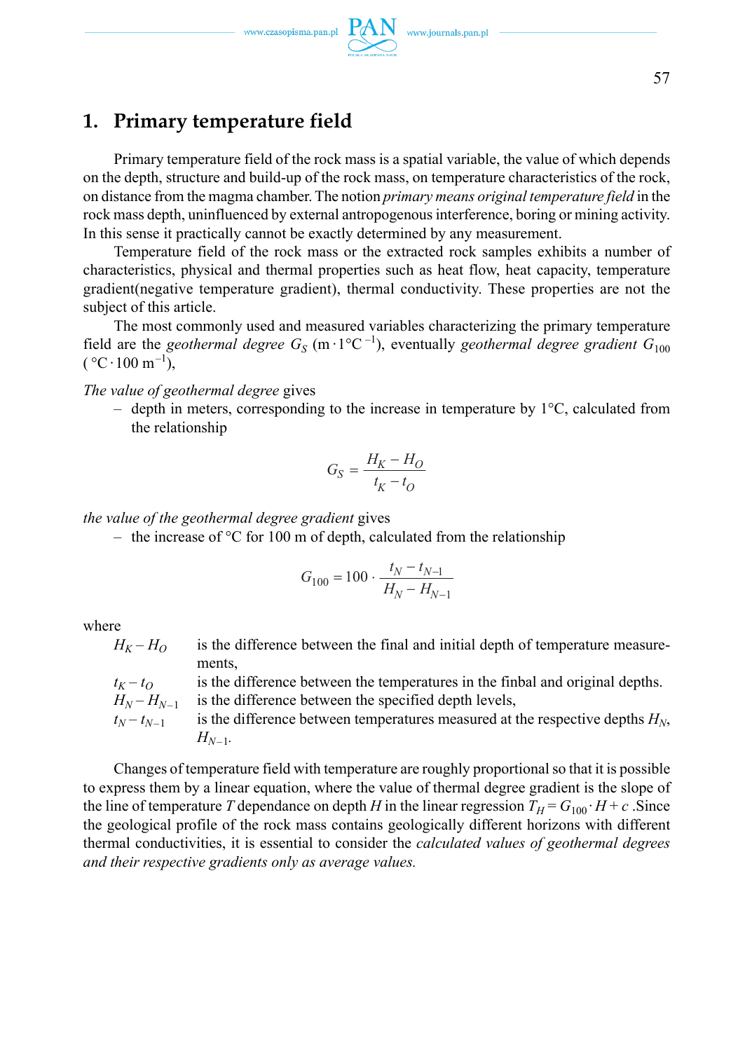# 1. Primary temperature field

Primary temperature field of the rock mass is a spatial variable, the value of which depends on the depth, structure and build-up of the rock mass, on temperature characteristics of the rock, on distance from the magma chamber. The notion *primary means original temperature field* in the rock mass depth, uninfluenced by external antropogenous interference, boring or mining activity. In this sense it practically cannot be exactly determined by any measurement.

Temperature field of the rock mass or the extracted rock samples exhibits a number of characteristics, physical and thermal properties such as heat flow, heat capacity, temperature gradient(negative temperature gradient), thermal conductivity. These properties are not the subject of this article.

The most commonly used and measured variables characterizing the primary temperature field are the *geothermal degree* $G_S$ ($\text{m} \cdot 1°\text{C}^{-1}$), eventually *geothermal degree gradient* $G_{100}$ ($°\text{C} \cdot 100 \text{ m}^{-1}$),

*The value of geothermal degree* gives

– depth in meters, corresponding to the increase in temperature by 1°C, calculated from the relationship

$$G_S = \frac{H_K - H_O}{t_K - t_O}$$

*the value of the geothermal degree gradient* gives

– the increase of °C for 100 m of depth, calculated from the relationship

$$G_{100} = 100 \cdot \frac{t_N - t_{N-1}}{H_N - H_{N-1}}$$

where

$H_K - H_O$ is the difference between the final and initial depth of temperature measurements,

$t_K - t_O$ is the difference between the temperatures in the finbal and original depths.

$H_N - H_{N-1}$ is the difference between the specified depth levels,

$t_N - t_{N-1}$ is the difference between temperatures measured at the respective depths $H_N$, $H_{N-1}$.

Changes of temperature field with temperature are roughly proportional so that it is possible to express them by a linear equation, where the value of thermal degree gradient is the slope of the line of temperature $T$ dependance on depth $H$ in the linear regression $T_H = G_{100} \cdot H + c$ .Since the geological profile of the rock mass contains geologically different horizons with different thermal conductivities, it is essential to consider the *calculated values of geothermal degrees and their respective gradients only as average values.*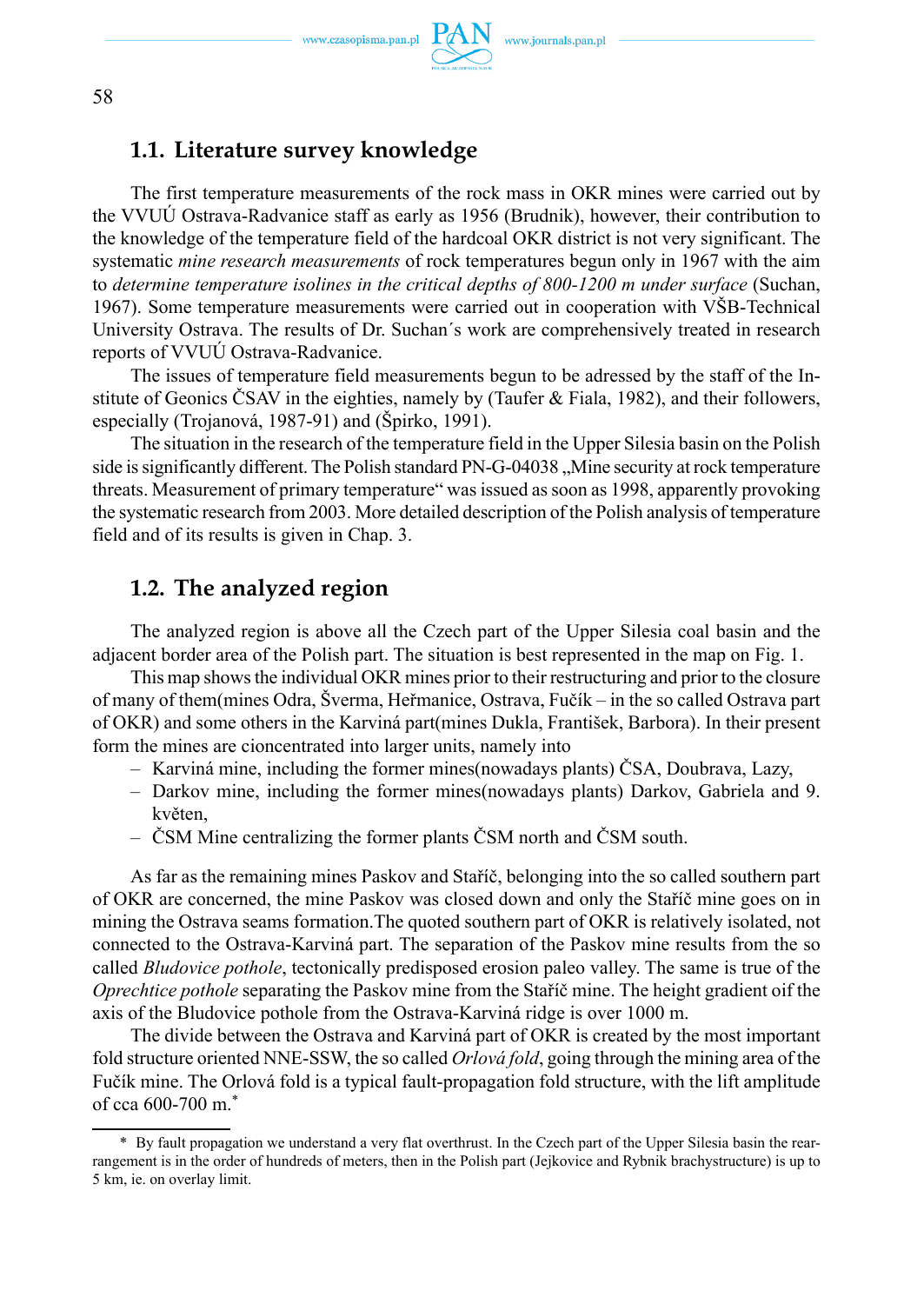## 1.1. Literature survey knowledge

The first temperature measurements of the rock mass in OKR mines were carried out by the VVUÚ Ostrava-Radvanice staff as early as 1956 (Brudnik), however, their contribution to the knowledge of the temperature field of the hardcoal OKR district is not very significant. The systematic *mine research measurements* of rock temperatures begun only in 1967 with the aim to *determine temperature isolines in the critical depths of 800-1200 m under surface* (Suchan, 1967). Some temperature measurements were carried out in cooperation with VŠB-Technical University Ostrava. The results of Dr. Suchan´s work are comprehensively treated in research reports of VVUÚ Ostrava-Radvanice.

The issues of temperature field measurements begun to be adressed by the staff of the Institute of Geonics ČSAV in the eighties, namely by (Taufer & Fiala, 1982), and their followers, especially (Trojanová, 1987-91) and (Špirko, 1991).

The situation in the research of the temperature field in the Upper Silesia basin on the Polish side is significantly different. The Polish standard PN-G-04038 „Mine security at rock temperature threats. Measurement of primary temperature" was issued as soon as 1998, apparently provoking the systematic research from 2003. More detailed description of the Polish analysis of temperature field and of its results is given in Chap. 3.

## 1.2. The analyzed region

The analyzed region is above all the Czech part of the Upper Silesia coal basin and the adjacent border area of the Polish part. The situation is best represented in the map on Fig. 1.

This map shows the individual OKR mines prior to their restructuring and prior to the closure of many of them(mines Odra, Šverma, Heřmanice, Ostrava, Fučík – in the so called Ostrava part of OKR) and some others in the Karviná part(mines Dukla, František, Barbora). In their present form the mines are cioncentrated into larger units, namely into

- Karviná mine, including the former mines(nowadays plants) ČSA, Doubrava, Lazy,
- Darkov mine, including the former mines(nowadays plants) Darkov, Gabriela and 9. květen,
- ČSM Mine centralizing the former plants ČSM north and ČSM south.

As far as the remaining mines Paskov and Stařič, belonging into the so called southern part of OKR are concerned, the mine Paskov was closed down and only the Stařič mine goes on in mining the Ostrava seams formation.The quoted southern part of OKR is relatively isolated, not connected to the Ostrava-Karviná part. The separation of the Paskov mine results from the so called *Bludovice pothole*, tectonically predisposed erosion paleo valley. The same is true of the *Oprechtice pothole* separating the Paskov mine from the Stařič mine. The height gradient oif the axis of the Bludovice pothole from the Ostrava-Karviná ridge is over 1000 m.

The divide between the Ostrava and Karviná part of OKR is created by the most important fold structure oriented NNE-SSW, the so called *Orlová fold*, going through the mining area of the Fučík mine. The Orlová fold is a typical fault-propagation fold structure, with the lift amplitude of cca 600-700 m.*

* By fault propagation we understand a very flat overthrust. In the Czech part of the Upper Silesia basin the rearrangement is in the order of hundreds of meters, then in the Polish part (Jejkovice and Rybnik brachystructure) is up to 5 km, ie. on overlay limit.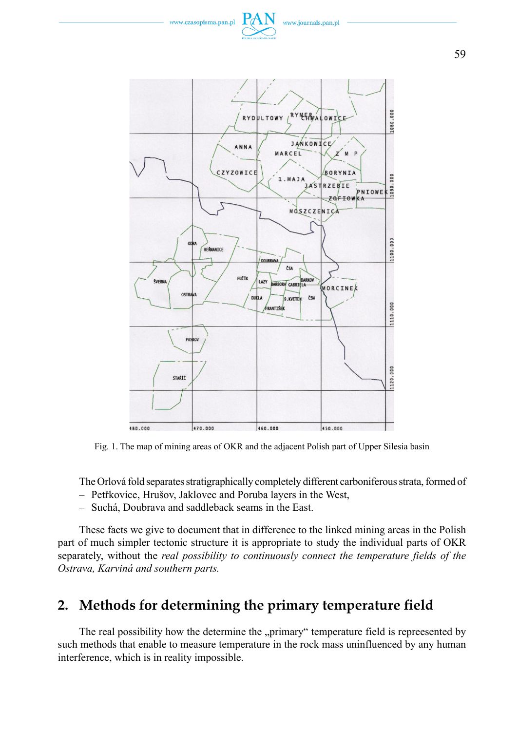Fig. 1. The map of mining areas of OKR and the adjacent Polish part of Upper Silesia basin

The Orlová fold separates stratigraphically completely different carboniferous strata, formed of

- Petřkovice, Hrušov, Jaklovec and Poruba layers in the West,
- Suchá, Doubrava and saddleback seams in the East.

These facts we give to document that in difference to the linked mining areas in the Polish part of much simpler tectonic structure it is appropriate to study the individual parts of OKR separately, without the *real possibility to continuously connect the temperature fields of the Ostrava, Karviná and southern parts.*

## 2. Methods for determining the primary temperature field

The real possibility how the determine the „primary" temperature field is repreesented by such methods that enable to measure temperature in the rock mass uninfluenced by any human interference, which is in reality impossible.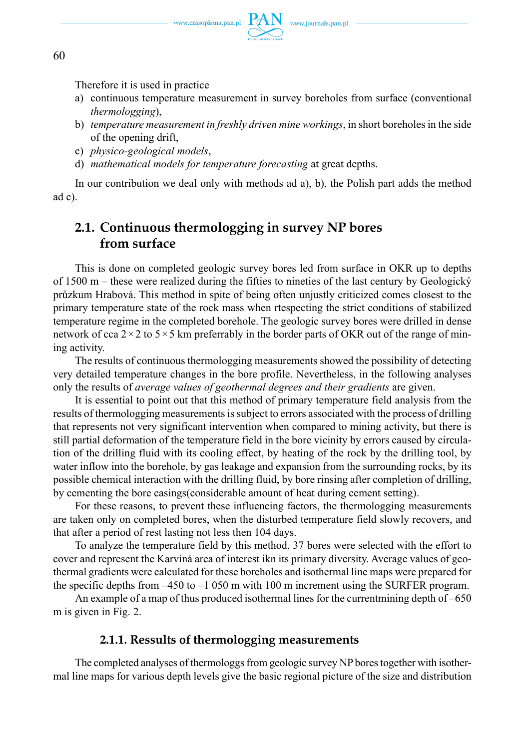Therefore it is used in practice

a) continuous temperature measurement in survey boreholes from surface (conventional *thermologging*),
b) *temperature measurement in freshly driven mine workings*, in short boreholes in the side of the opening drift,
c) *physico-geological models*,
d) *mathematical models for temperature forecasting* at great depths.

In our contribution we deal only with methods ad a), b), the Polish part adds the method ad c).

## 2.1. Continuous thermologging in survey NP bores from surface

This is done on completed geologic survey bores led from surface in OKR up to depths of 1500 m – these were realized during the fifties to nineties of the last century by Geologický průzkum Hrabová. This method in spite of being often unjustly criticized comes closest to the primary temperature state of the rock mass when rtespecting the strict conditions of stabilized temperature regime in the completed borehole. The geologic survey bores were drilled in dense network of cca 2 × 2 to 5 × 5 km preferrably in the border parts of OKR out of the range of mining activity.

The results of continuous thermologging measurements showed the possibility of detecting very detailed temperature changes in the bore profile. Nevertheless, in the following analyses only the results of *average values of geothermal degrees and their gradients* are given.

It is essential to point out that this method of primary temperature field analysis from the results of thermologging measurements is subject to errors associated with the process of drilling that represents not very significant intervention when compared to mining activity, but there is still partial deformation of the temperature field in the bore vicinity by errors caused by circulation of the drilling fluid with its cooling effect, by heating of the rock by the drilling tool, by water inflow into the borehole, by gas leakage and expansion from the surrounding rocks, by its possible chemical interaction with the drilling fluid, by bore rinsing after completion of drilling, by cementing the bore casings(considerable amount of heat during cement setting).

For these reasons, to prevent these influencing factors, the thermologging measurements are taken only on completed bores, when the disturbed temperature field slowly recovers, and that after a period of rest lasting not less then 104 days.

To analyze the temperature field by this method, 37 bores were selected with the effort to cover and represent the Karviná area of interest ikn its primary diversity. Average values of geothermal gradients were calculated for these boreholes and isothermal line maps were prepared for the specific depths from –450 to –1 050 m with 100 m increment using the SURFER program.

An example of a map of thus produced isothermal lines for the currentmining depth of –650 m is given in Fig. 2.

### 2.1.1. Ressults of thermologging measurements

The completed analyses of thermologgs from geologic survey NP bores together with isothermal line maps for various depth levels give the basic regional picture of the size and distribution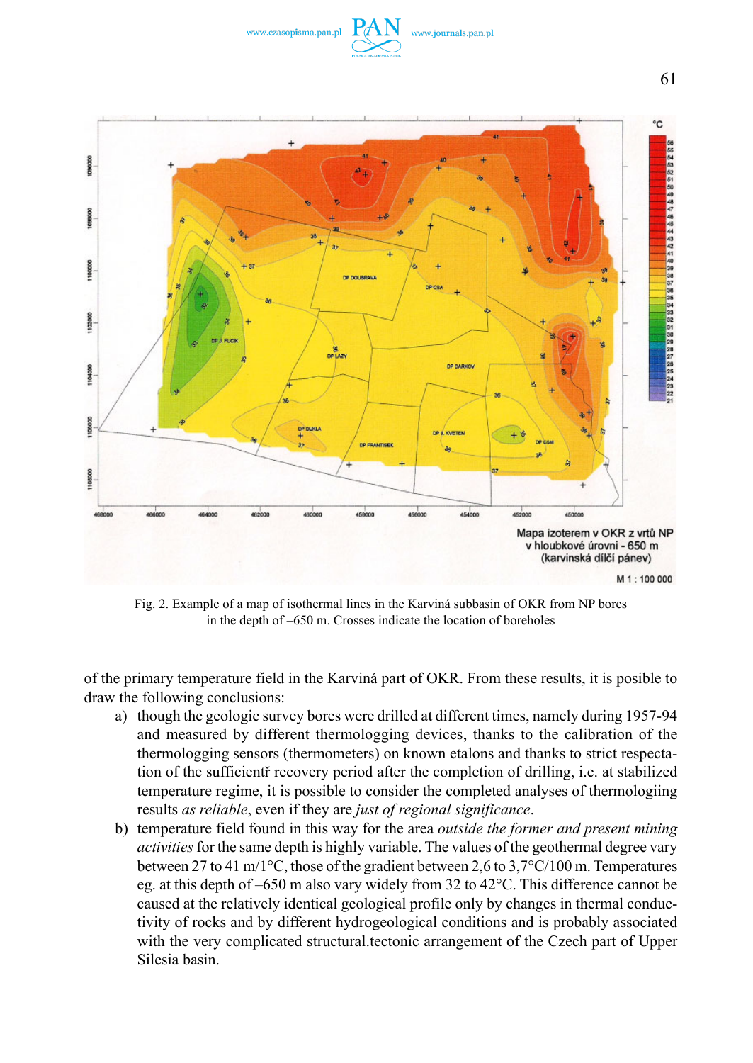Fig. 2. Example of a map of isothermal lines in the Karviná subbasin of OKR from NP bores in the depth of –650 m. Crosses indicate the location of boreholes

of the primary temperature field in the Karviná part of OKR. From these results, it is posible to draw the following conclusions:

a) though the geologic survey bores were drilled at different times, namely during 1957-94 and measured by different thermologging devices, thanks to the calibration of the thermologging sensors (thermometers) on known etalons and thanks to strict respectation of the sufficientř recovery period after the completion of drilling, i.e. at stabilized temperature regime, it is possible to consider the completed analyses of thermologiing results *as reliable*, even if they are *just of regional significance*.

b) temperature field found in this way for the area *outside the former and present mining activities* for the same depth is highly variable. The values of the geothermal degree vary between 27 to 41 m/1°C, those of the gradient between 2,6 to 3,7°C/100 m. Temperatures eg. at this depth of –650 m also vary widely from 32 to 42°C. This difference cannot be caused at the relatively identical geological profile only by changes in thermal conductivity of rocks and by different hydrogeological conditions and is probably associated with the very complicated structural.tectonic arrangement of the Czech part of Upper Silesia basin.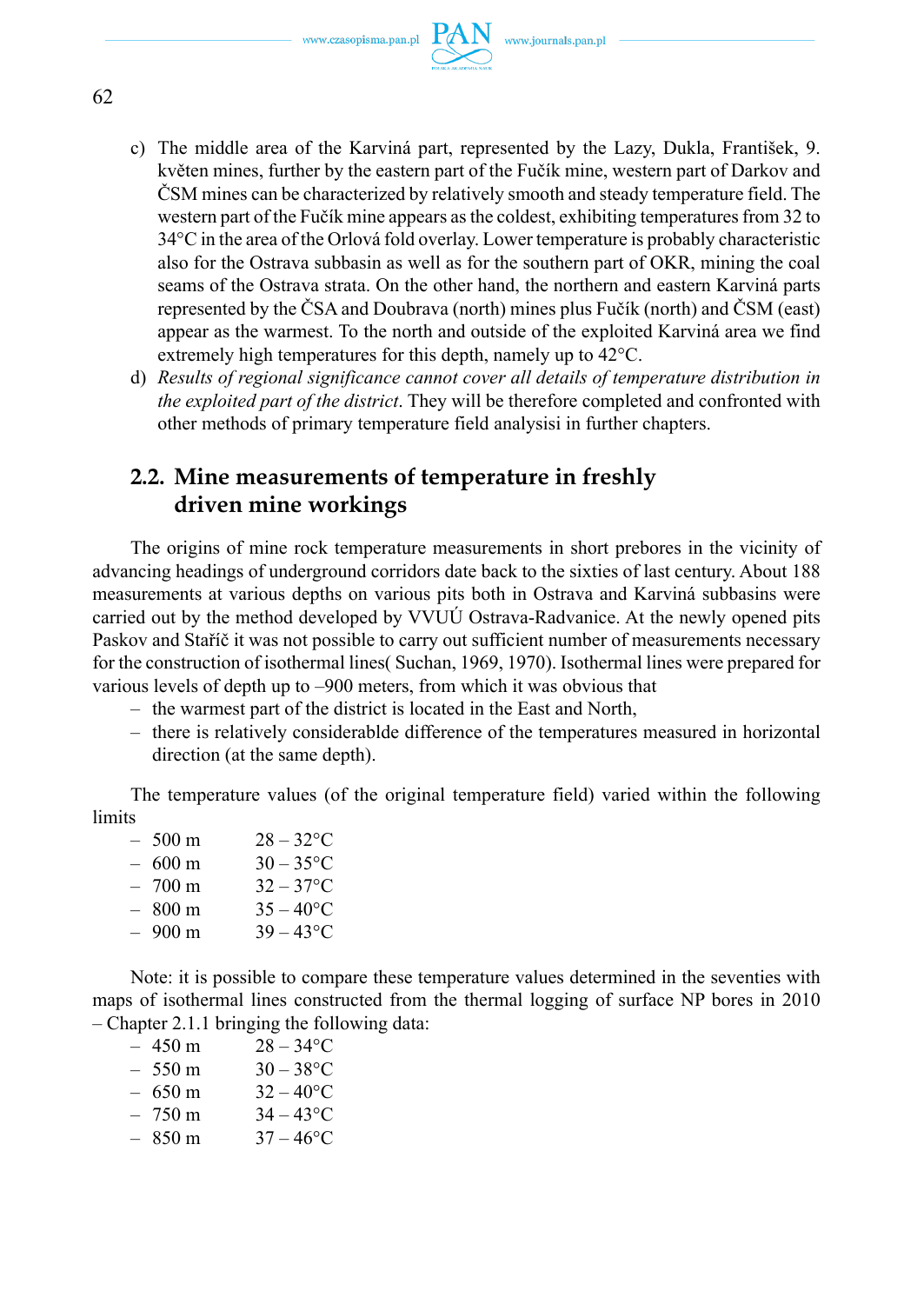c) The middle area of the Karviná part, represented by the Lazy, Dukla, František, 9. květen mines, further by the eastern part of the Fučík mine, western part of Darkov and ČSM mines can be characterized by relatively smooth and steady temperature field. The western part of the Fučík mine appears as the coldest, exhibiting temperatures from 32 to 34°C in the area of the Orlová fold overlay. Lower temperature is probably characteristic also for the Ostrava subbasin as well as for the southern part of OKR, mining the coal seams of the Ostrava strata. On the other hand, the northern and eastern Karviná parts represented by the ČSA and Doubrava (north) mines plus Fučík (north) and ČSM (east) appear as the warmest. To the north and outside of the exploited Karviná area we find extremely high temperatures for this depth, namely up to 42°C.

d) *Results of regional significance cannot cover all details of temperature distribution in the exploited part of the district*. They will be therefore completed and confronted with other methods of primary temperature field analysisi in further chapters.

## 2.2. Mine measurements of temperature in freshly driven mine workings

The origins of mine rock temperature measurements in short prebores in the vicinity of advancing headings of underground corridors date back to the sixties of last century. About 188 measurements at various depths on various pits both in Ostrava and Karviná subbasins were carried out by the method developed by VVUÚ Ostrava-Radvanice. At the newly opened pits Paskov and Staříč it was not possible to carry out sufficient number of measurements necessary for the construction of isothermal lines( Suchan, 1969, 1970). Isothermal lines were prepared for various levels of depth up to –900 meters, from which it was obvious that

- the warmest part of the district is located in the East and North,
- there is relatively considerablde difference of the temperatures measured in horizontal direction (at the same depth).

The temperature values (of the original temperature field) varied within the following limits

- 500 m 28 – 32°C
- 600 m 30 – 35°C
- 700 m 32 – 37°C
- 800 m 35 – 40°C
- 900 m 39 – 43°C

Note: it is possible to compare these temperature values determined in the seventies with maps of isothermal lines constructed from the thermal logging of surface NP bores in 2010 – Chapter 2.1.1 bringing the following data:

- 450 m 28 – 34°C
- 550 m 30 – 38°C
- 650 m 32 – 40°C
- 750 m 34 – 43°C
- 850 m 37 – 46°C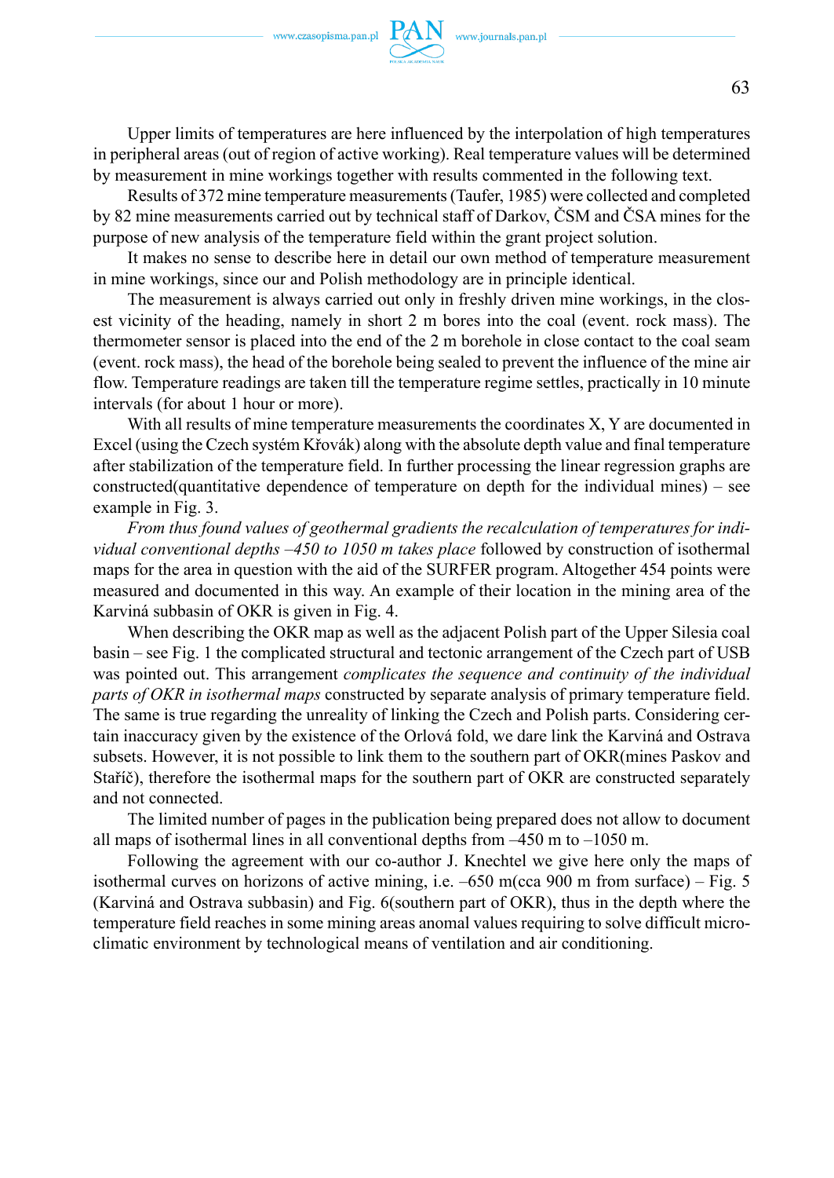Upper limits of temperatures are here influenced by the interpolation of high temperatures in peripheral areas (out of region of active working). Real temperature values will be determined by measurement in mine workings together with results commented in the following text.

Results of 372 mine temperature measurements (Taufer, 1985) were collected and completed by 82 mine measurements carried out by technical staff of Darkov, ČSM and ČSA mines for the purpose of new analysis of the temperature field within the grant project solution.

It makes no sense to describe here in detail our own method of temperature measurement in mine workings, since our and Polish methodology are in principle identical.

The measurement is always carried out only in freshly driven mine workings, in the closest vicinity of the heading, namely in short 2 m bores into the coal (event. rock mass). The thermometer sensor is placed into the end of the 2 m borehole in close contact to the coal seam (event. rock mass), the head of the borehole being sealed to prevent the influence of the mine air flow. Temperature readings are taken till the temperature regime settles, practically in 10 minute intervals (for about 1 hour or more).

With all results of mine temperature measurements the coordinates X, Y are documented in Excel (using the Czech systém Křovák) along with the absolute depth value and final temperature after stabilization of the temperature field. In further processing the linear regression graphs are constructed(quantitative dependence of temperature on depth for the individual mines) – see example in Fig. 3.

*From thus found values of geothermal gradients the recalculation of temperatures for individual conventional depths –450 to 1050 m takes place* followed by construction of isothermal maps for the area in question with the aid of the SURFER program. Altogether 454 points were measured and documented in this way. An example of their location in the mining area of the Karviná subbasin of OKR is given in Fig. 4.

When describing the OKR map as well as the adjacent Polish part of the Upper Silesia coal basin – see Fig. 1 the complicated structural and tectonic arrangement of the Czech part of USB was pointed out. This arrangement *complicates the sequence and continuity of the individual parts of OKR in isothermal maps* constructed by separate analysis of primary temperature field. The same is true regarding the unreality of linking the Czech and Polish parts. Considering certain inaccuracy given by the existence of the Orlová fold, we dare link the Karviná and Ostrava subsets. However, it is not possible to link them to the southern part of OKR(mines Paskov and Staříč), therefore the isothermal maps for the southern part of OKR are constructed separately and not connected.

The limited number of pages in the publication being prepared does not allow to document all maps of isothermal lines in all conventional depths from –450 m to –1050 m.

Following the agreement with our co-author J. Knechtel we give here only the maps of isothermal curves on horizons of active mining, i.e. –650 m(cca 900 m from surface) – Fig. 5 (Karviná and Ostrava subbasin) and Fig. 6(southern part of OKR), thus in the depth where the temperature field reaches in some mining areas anomal values requiring to solve difficult microclimatic environment by technological means of ventilation and air conditioning.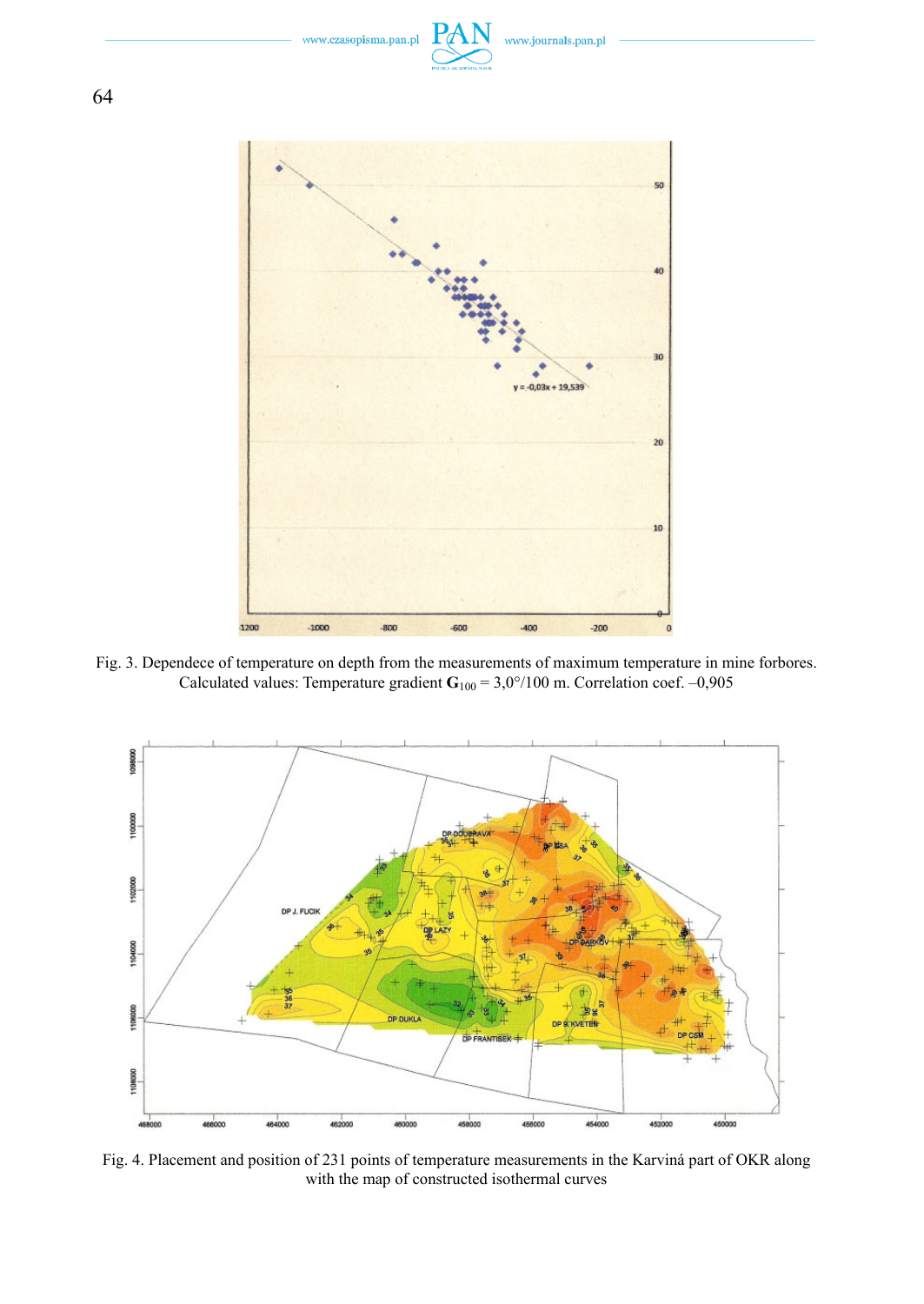Fig. 3. Dependece of temperature on depth from the measurements of maximum temperature in mine forbores. Calculated values: Temperature gradient $\mathbf{G}_{100}$ = 3,0°/100 m. Correlation coef. –0,905

Fig. 4. Placement and position of 231 points of temperature measurements in the Karviná part of OKR along with the map of constructed isothermal curves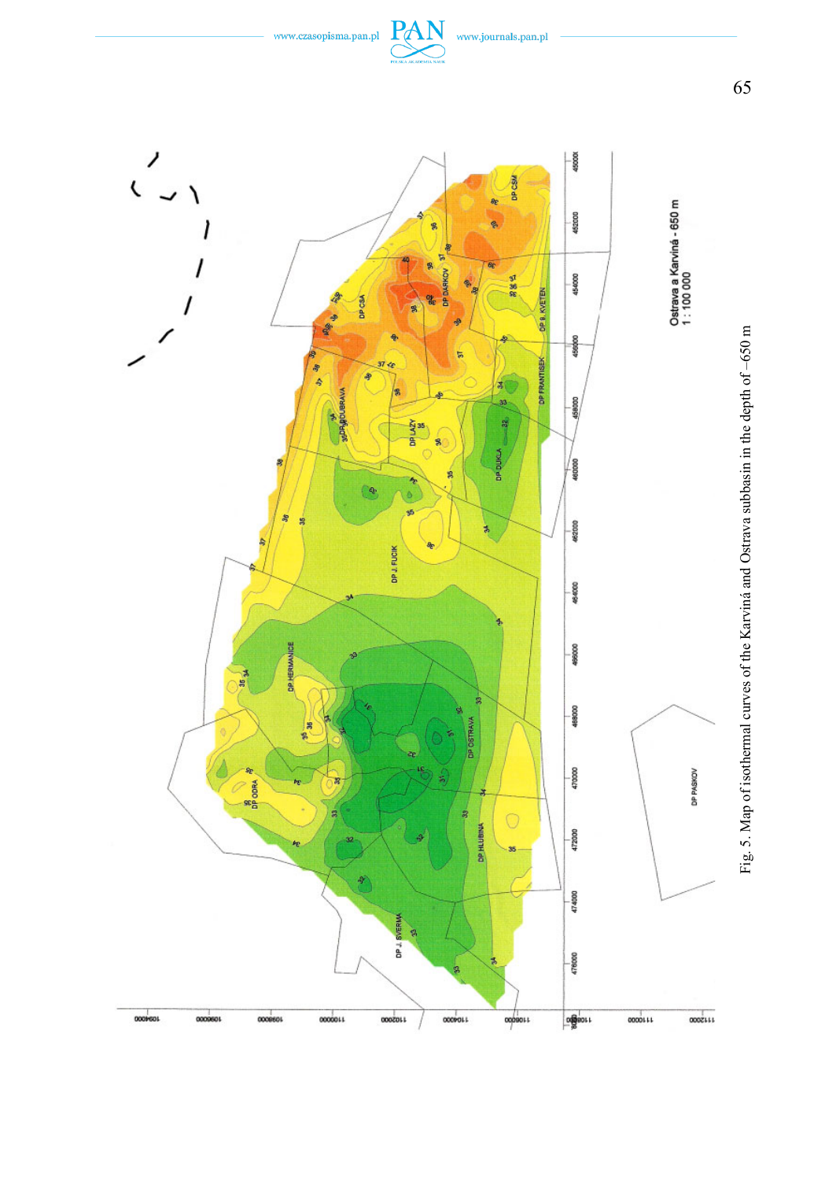Fig. 5. Map of isothermal curves of the Karviná and Ostrava subbasin in the depth of –650 m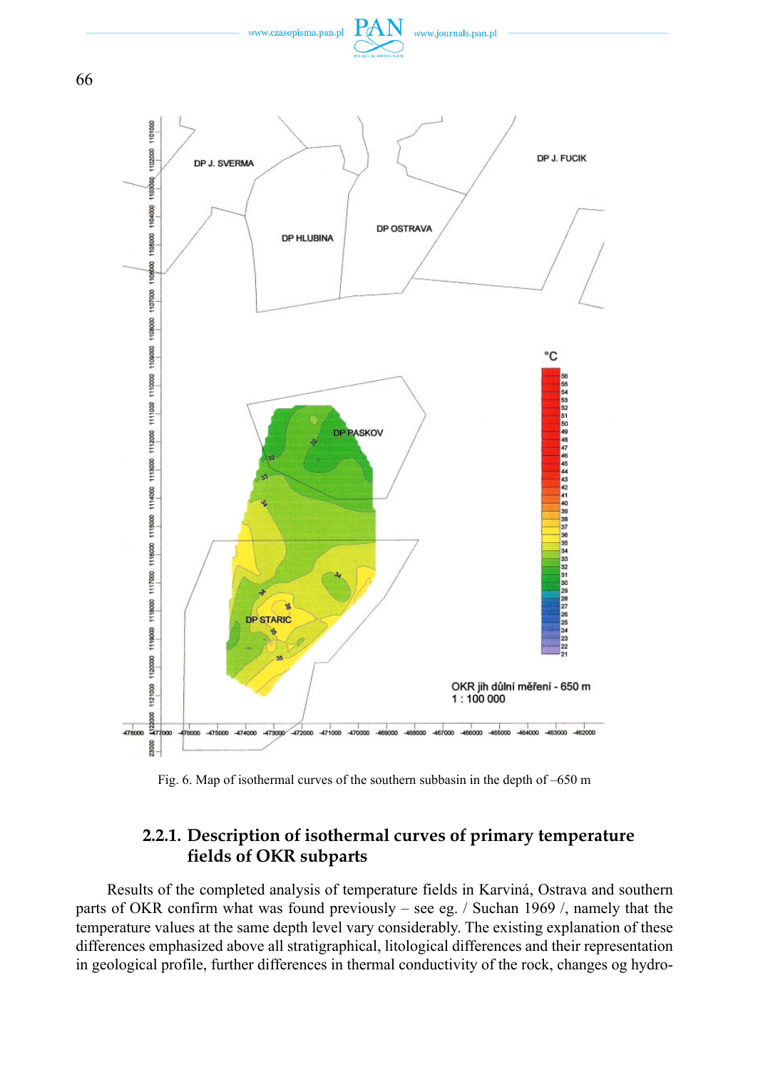Fig. 6. Map of isothermal curves of the southern subbasin in the depth of –650 m

### 2.2.1. Description of isothermal curves of primary temperature fields of OKR subparts

Results of the completed analysis of temperature fields in Karviná, Ostrava and southern parts of OKR confirm what was found previously – see eg. / Suchan 1969 /, namely that the temperature values at the same depth level vary considerably. The existing explanation of these differences emphasized above all stratigraphical, litological differences and their representation in geological profile, further differences in thermal conductivity of the rock, changes og hydro-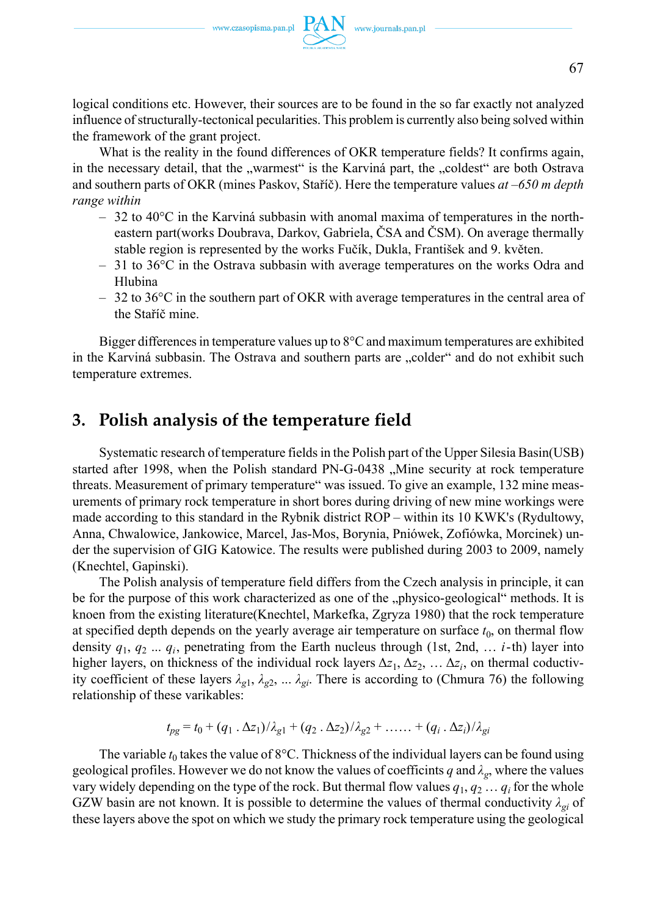logical conditions etc. However, their sources are to be found in the so far exactly not analyzed influence of structurally-tectonical pecularities. This problem is currently also being solved within the framework of the grant project.

What is the reality in the found differences of OKR temperature fields? It confirms again, in the necessary detail, that the „warmest“ is the Karviná part, the „coldest“ are both Ostrava and southern parts of OKR (mines Paskov, Staříč). Here the temperature values *at –650 m depth range within*

- 32 to 40°C in the Karviná subbasin with anomal maxima of temperatures in the north-eastern part(works Doubrava, Darkov, Gabriela, ČSA and ČSM). On average thermally stable region is represented by the works Fučík, Dukla, František and 9. květen.
- 31 to 36°C in the Ostrava subbasin with average temperatures on the works Odra and Hlubina
- 32 to 36°C in the southern part of OKR with average temperatures in the central area of the Staříč mine.

Bigger differences in temperature values up to 8°C and maximum temperatures are exhibited in the Karviná subbasin. The Ostrava and southern parts are „colder“ and do not exhibit such temperature extremes.

## 3. Polish analysis of the temperature field

Systematic research of temperature fields in the Polish part of the Upper Silesia Basin(USB) started after 1998, when the Polish standard PN-G-0438 „Mine security at rock temperature threats. Measurement of primary temperature“ was issued. To give an example, 132 mine measurements of primary rock temperature in short bores during driving of new mine workings were made according to this standard in the Rybnik district ROP – within its 10 KWK's (Rydultowy, Anna, Chwalowice, Jankowice, Marcel, Jas-Mos, Borynia, Pniówek, Zofiówka, Morcinek) under the supervision of GIG Katowice. The results were published during 2003 to 2009, namely (Knechtel, Gapinski).

The Polish analysis of temperature field differs from the Czech analysis in principle, it can be for the purpose of this work characterized as one of the „physico-geological“ methods. It is knoen from the existing literature(Knechtel, Markefka, Zgryza 1980) that the rock temperature at specified depth depends on the yearly average air temperature on surface $t_0$, on thermal flow density $q_1$, $q_2$ ... $q_i$, penetrating from the Earth nucleus through (1st, 2nd, … $i$-th) layer into higher layers, on thickness of the individual rock layers $\Delta z_1$, $\Delta z_2$, … $\Delta z_i$, on thermal conductivity coefficient of these layers $\lambda_{g1}$, $\lambda_{g2}$, ... $\lambda_{gi}$. There is according to (Chmura 76) the following relationship of these varikables:

$$t_{pg} = t_0 + (q_1 \,.\, \Delta z_1)/\lambda_{g1} + (q_2 \,.\, \Delta z_2)/\lambda_{g2} + \ldots\ldots + (q_i \,.\, \Delta z_i)/\lambda_{gi}$$

The variable $t_0$ takes the value of 8°C. Thickness of the individual layers can be found using geological profiles. However we do not know the values of coefficints $q$ and $\lambda_g$, where the values vary widely depending on the type of the rock. But thermal flow values $q_1$, $q_2$ … $q_i$ for the whole GZW basin are not known. It is possible to determine the values of thermal conductivity $\lambda_{gi}$ of these layers above the spot on which we study the primary rock temperature using the geological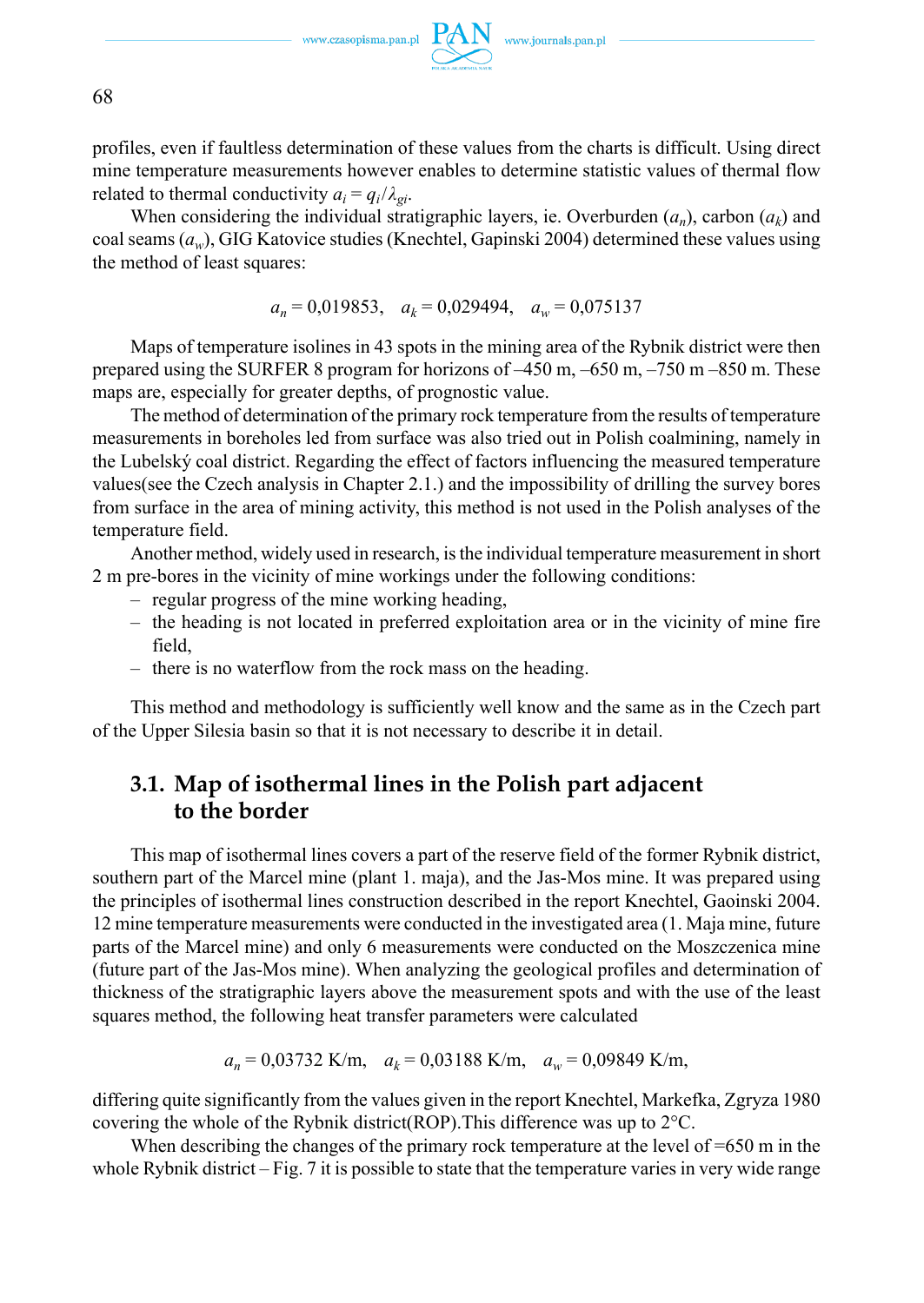profiles, even if faultless determination of these values from the charts is difficult. Using direct mine temperature measurements however enables to determine statistic values of thermal flow related to thermal conductivity $a_i = q_i/\lambda_{gi}$.

When considering the individual stratigraphic layers, ie. Overburden ($a_n$), carbon ($a_k$) and coal seams ($a_w$), GIG Katovice studies (Knechtel, Gapinski 2004) determined these values using the method of least squares:

$$a_n = 0{,}019853, \quad a_k = 0{,}029494, \quad a_w = 0{,}075137$$

Maps of temperature isolines in 43 spots in the mining area of the Rybnik district were then prepared using the SURFER 8 program for horizons of –450 m, –650 m, –750 m –850 m. These maps are, especially for greater depths, of prognostic value.

The method of determination of the primary rock temperature from the results of temperature measurements in boreholes led from surface was also tried out in Polish coalmining, namely in the Lubelský coal district. Regarding the effect of factors influencing the measured temperature values(see the Czech analysis in Chapter 2.1.) and the impossibility of drilling the survey bores from surface in the area of mining activity, this method is not used in the Polish analyses of the temperature field.

Another method, widely used in research, is the individual temperature measurement in short 2 m pre-bores in the vicinity of mine workings under the following conditions:

- regular progress of the mine working heading,
- the heading is not located in preferred exploitation area or in the vicinity of mine fire field,
- there is no waterflow from the rock mass on the heading.

This method and methodology is sufficiently well know and the same as in the Czech part of the Upper Silesia basin so that it is not necessary to describe it in detail.

## 3.1. Map of isothermal lines in the Polish part adjacent to the border

This map of isothermal lines covers a part of the reserve field of the former Rybnik district, southern part of the Marcel mine (plant 1. maja), and the Jas-Mos mine. It was prepared using the principles of isothermal lines construction described in the report Knechtel, Gaoinski 2004. 12 mine temperature measurements were conducted in the investigated area (1. Maja mine, future parts of the Marcel mine) and only 6 measurements were conducted on the Moszczenica mine (future part of the Jas-Mos mine). When analyzing the geological profiles and determination of thickness of the stratigraphic layers above the measurement spots and with the use of the least squares method, the following heat transfer parameters were calculated

$$a_n = 0{,}03732 \text{ K/m}, \quad a_k = 0{,}03188 \text{ K/m}, \quad a_w = 0{,}09849 \text{ K/m},$$

differing quite significantly from the values given in the report Knechtel, Markefka, Zgryza 1980 covering the whole of the Rybnik district(ROP).This difference was up to 2°C.

When describing the changes of the primary rock temperature at the level of =650 m in the whole Rybnik district – Fig. 7 it is possible to state that the temperature varies in very wide range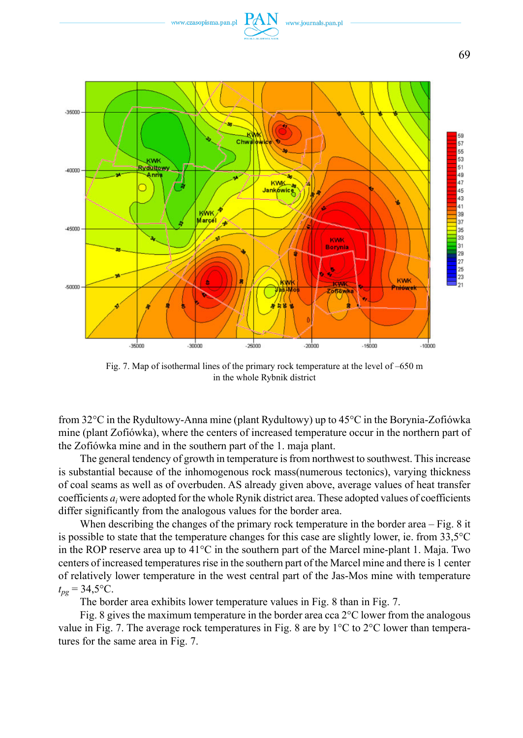Fig. 7. Map of isothermal lines of the primary rock temperature at the level of –650 m in the whole Rybnik district

from 32°C in the Rydultowy-Anna mine (plant Rydultowy) up to 45°C in the Borynia-Zofiówka mine (plant Zofiówka), where the centers of increased temperature occur in the northern part of the Zofiówka mine and in the southern part of the 1. maja plant.

The general tendency of growth in temperature is from northwest to southwest. This increase is substantial because of the inhomogenous rock mass(numerous tectonics), varying thickness of coal seams as well as of overbuden. AS already given above, average values of heat transfer coefficients $a_i$ were adopted for the whole Rynik district area. These adopted values of coefficients differ significantly from the analogous values for the border area.

When describing the changes of the primary rock temperature in the border area – Fig. 8 it is possible to state that the temperature changes for this case are slightly lower, ie. from 33,5°C in the ROP reserve area up to 41°C in the southern part of the Marcel mine-plant 1. Maja. Two centers of increased temperatures rise in the southern part of the Marcel mine and there is 1 center of relatively lower temperature in the west central part of the Jas-Mos mine with temperature $t_{pg}$ = 34,5°C.

The border area exhibits lower temperature values in Fig. 8 than in Fig. 7.

Fig. 8 gives the maximum temperature in the border area cca 2°C lower from the analogous value in Fig. 7. The average rock temperatures in Fig. 8 are by 1°C to 2°C lower than temperatures for the same area in Fig. 7.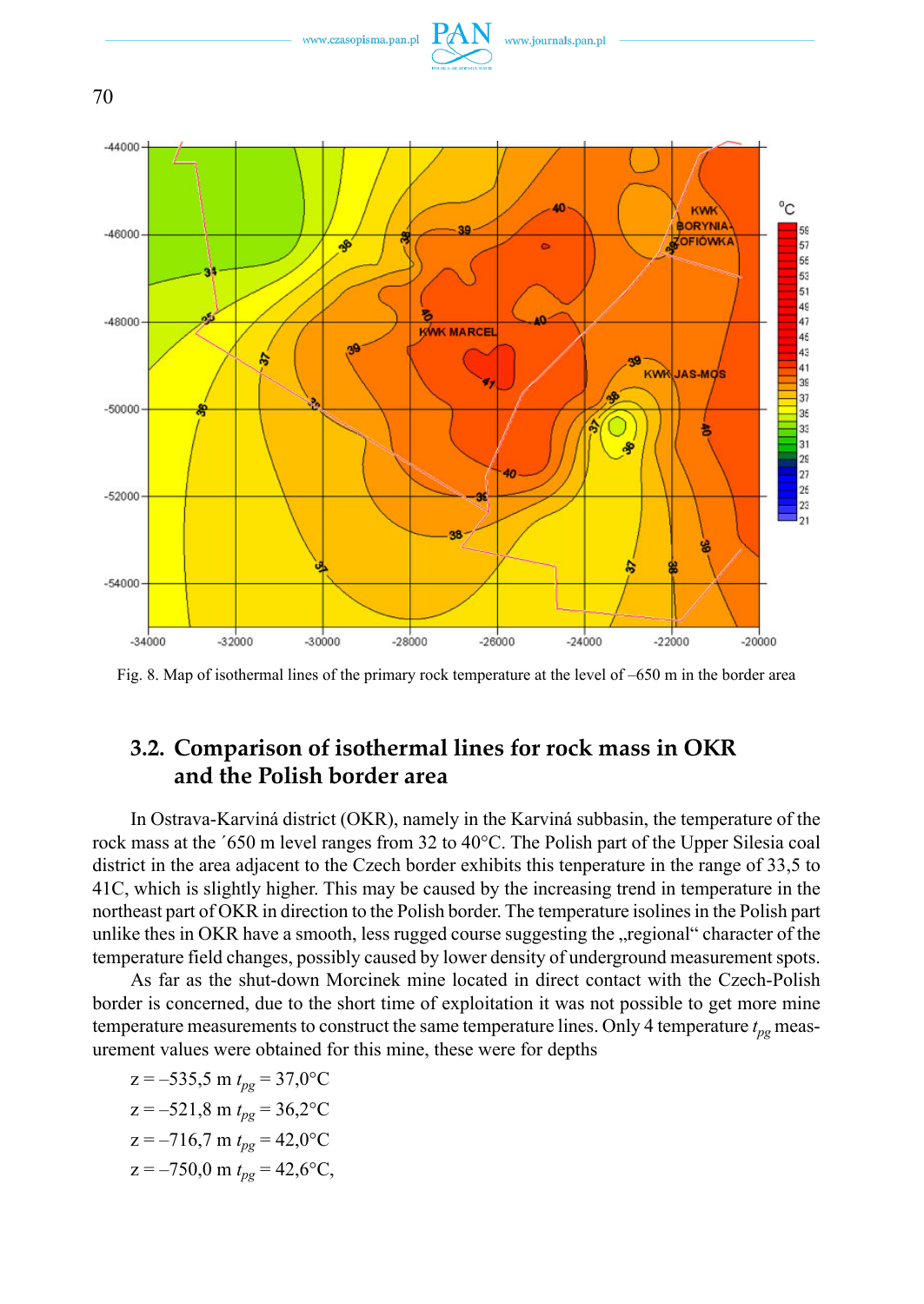Fig. 8. Map of isothermal lines of the primary rock temperature at the level of –650 m in the border area

## 3.2. Comparison of isothermal lines for rock mass in OKR and the Polish border area

In Ostrava-Karviná district (OKR), namely in the Karviná subbasin, the temperature of the rock mass at the ´650 m level ranges from 32 to 40°C. The Polish part of the Upper Silesia coal district in the area adjacent to the Czech border exhibits this tenperature in the range of 33,5 to 41C, which is slightly higher. This may be caused by the increasing trend in temperature in the northeast part of OKR in direction to the Polish border. The temperature isolines in the Polish part unlike thes in OKR have a smooth, less rugged course suggesting the „regional“ character of the temperature field changes, possibly caused by lower density of underground measurement spots.

As far as the shut-down Morcinek mine located in direct contact with the Czech-Polish border is concerned, due to the short time of exploitation it was not possible to get more mine temperature measurements to construct the same temperature lines. Only 4 temperature $t_{pg}$ measurement values were obtained for this mine, these were for depths

$z = –535,5$ m $t_{pg} = 37,0$°C

$z = –521,8$ m $t_{pg} = 36,2$°C

$z = –716,7$ m $t_{pg} = 42,0$°C

$z = –750,0$ m $t_{pg} = 42,6$°C,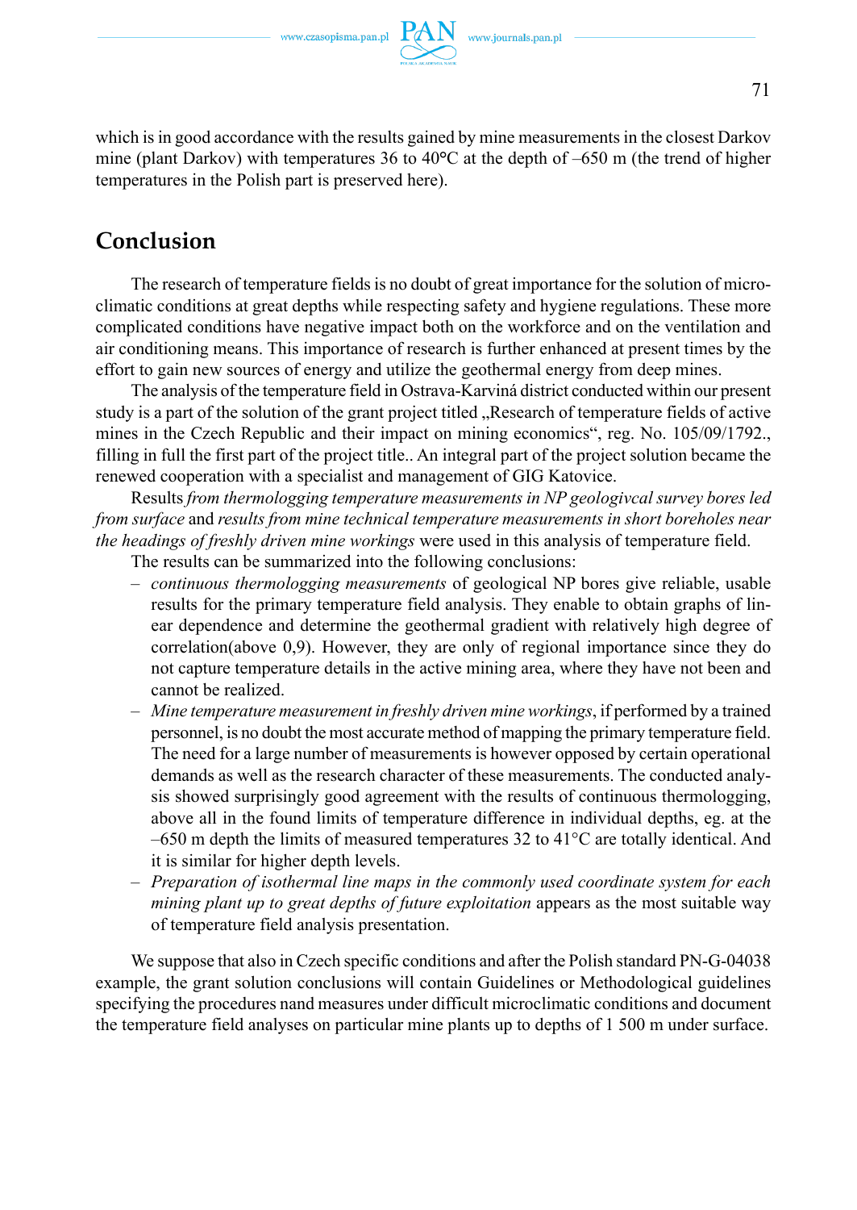which is in good accordance with the results gained by mine measurements in the closest Darkov mine (plant Darkov) with temperatures 36 to 40°C at the depth of –650 m (the trend of higher temperatures in the Polish part is preserved here).

## Conclusion

The research of temperature fields is no doubt of great importance for the solution of microclimatic conditions at great depths while respecting safety and hygiene regulations. These more complicated conditions have negative impact both on the workforce and on the ventilation and air conditioning means. This importance of research is further enhanced at present times by the effort to gain new sources of energy and utilize the geothermal energy from deep mines.

The analysis of the temperature field in Ostrava-Karviná district conducted within our present study is a part of the solution of the grant project titled „Research of temperature fields of active mines in the Czech Republic and their impact on mining economics", reg. No. 105/09/1792., filling in full the first part of the project title.. An integral part of the project solution became the renewed cooperation with a specialist and management of GIG Katovice.

Results *from thermologging temperature measurements in NP geologivcal survey bores led from surface* and *results from mine technical temperature measurements in short boreholes near the headings of freshly driven mine workings* were used in this analysis of temperature field.

The results can be summarized into the following conclusions:

- *continuous thermologging measurements* of geological NP bores give reliable, usable results for the primary temperature field analysis. They enable to obtain graphs of linear dependence and determine the geothermal gradient with relatively high degree of correlation(above 0,9). However, they are only of regional importance since they do not capture temperature details in the active mining area, where they have not been and cannot be realized.
- *Mine temperature measurement in freshly driven mine workings*, if performed by a trained personnel, is no doubt the most accurate method of mapping the primary temperature field. The need for a large number of measurements is however opposed by certain operational demands as well as the research character of these measurements. The conducted analysis showed surprisingly good agreement with the results of continuous thermologging, above all in the found limits of temperature difference in individual depths, eg. at the –650 m depth the limits of measured temperatures 32 to 41°C are totally identical. And it is similar for higher depth levels.
- *Preparation of isothermal line maps in the commonly used coordinate system for each mining plant up to great depths of future exploitation* appears as the most suitable way of temperature field analysis presentation.

We suppose that also in Czech specific conditions and after the Polish standard PN-G-04038 example, the grant solution conclusions will contain Guidelines or Methodological guidelines specifying the procedures nand measures under difficult microclimatic conditions and document the temperature field analyses on particular mine plants up to depths of 1 500 m under surface.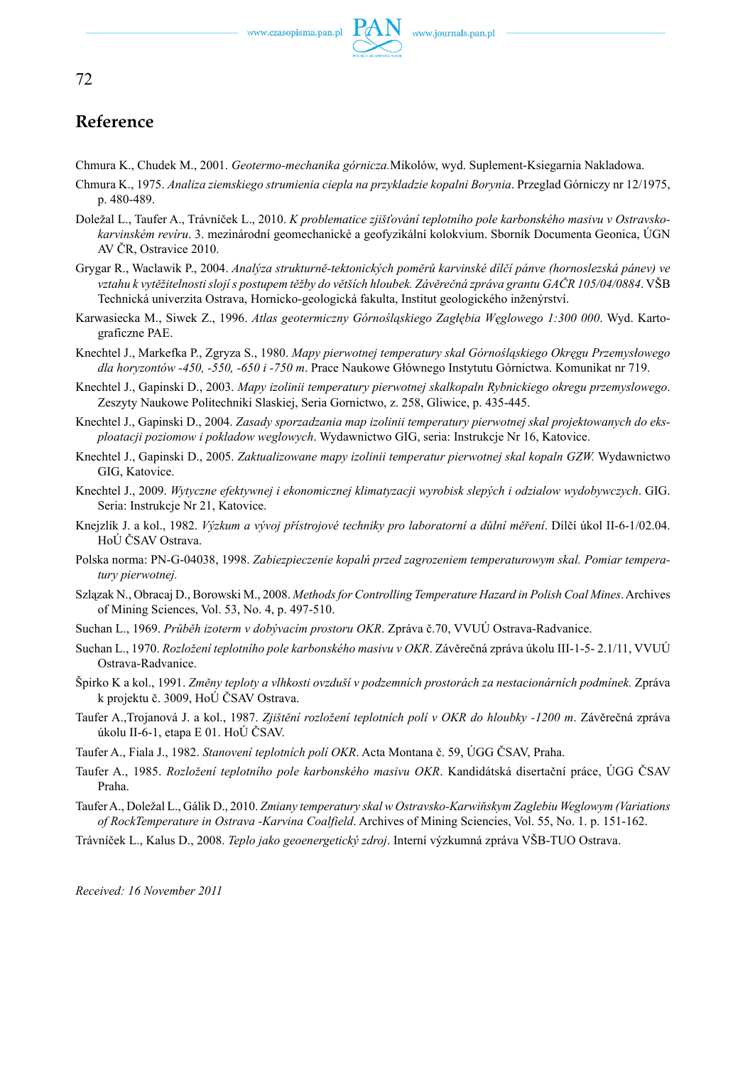## Reference

Chmura K., Chudek M., 2001. *Geotermo-mechanika górnicza.*Mikolów, wyd. Suplement-Ksiegarnia Nakladowa.

Chmura K., 1975. *Analiza ziemskiego strumienia ciepla na przykladzie kopalni Borynia*. Przeglad Górniczy nr 12/1975, p. 480-489.

Doležal L., Taufer A., Trávníček L., 2010. *K problematice zjišťování teplotního pole karbonského masivu v Ostravsko-karvinském revíru*. 3. mezinárodní geomechanické a geofyzikální kolokvium. Sborník Documenta Geonica, ÚGN AV ČR, Ostravice 2010.

Grygar R., Waclawik P., 2004. *Analýza strukturně-tektonických poměrů karvinské dílčí pánve (hornoslezská pánev) ve vztahu k vytěžitelnosti slojí s postupem těžby do větších hloubek. Závěrečná zpráva grantu GAČR 105/04/0884*. VŠB Technická univerzita Ostrava, Hornicko-geologická fakulta, Institut geologického inženýrství.

Karwasiecka M., Siwek Z., 1996. *Atlas geotermiczny Górnośląskiego Zagłębia Węglowego 1:300 000*. Wyd. Kartograficzne PAE.

Knechtel J., Markefka P., Zgryza S., 1980. *Mapy pierwotnej temperatury skał Górnośląskiego Okręgu Przemysłowego dla horyzontów -450, -550, -650 i -750 m*. Prace Naukowe Głównego Instytutu Górnictwa. Komunikat nr 719.

Knechtel J., Gapinski D., 2003. *Mapy izolinii temperatury pierwotnej skalkopaln Rybnickiego okregu przemyslowego*. Zeszyty Naukowe Politechniki Slaskiej, Seria Gornictwo, z. 258, Gliwice, p. 435-445.

Knechtel J., Gapinski D., 2004. *Zasady sporzadzania map izolinii temperatury pierwotnej skal projektowanych do eksploatacji poziomow i pokladow weglowych*. Wydawnictwo GIG, seria: Instrukcje Nr 16, Katovice.

Knechtel J., Gapinski D., 2005. *Zaktualizowane mapy izolinii temperatur pierwotnej skal kopaln GZW.* Wydawnictwo GIG, Katovice.

Knechtel J., 2009. *Wytyczne efektywnej i ekonomicznej klimatyzacji wyrobisk slepých i odzialow wydobywczych*. GIG. Seria: Instrukcje Nr 21, Katovice.

Knejzlík J. a kol., 1982. *Výzkum a vývoj přístrojové techniky pro laboratorní a důlní měření*. Dílčí úkol II-6-1/02.04. HoÚ ČSAV Ostrava.

Polska norma: PN-G-04038, 1998. *Zabiezpieczenie kopalń przed zagrozeniem temperaturowym skal. Pomiar temperatury pierwotnej.*

Szlązak N., Obracaj D., Borowski M., 2008. *Methods for Controlling Temperature Hazard in Polish Coal Mines*. Archives of Mining Sciences, Vol. 53, No. 4, p. 497-510.

Suchan L., 1969. *Průběh izoterm v dobývacím prostoru OKR*. Zpráva č.70, VVUÚ Ostrava-Radvanice.

Suchan L., 1970. *Rozložení teplotního pole karbonského masivu v OKR*. Závěrečná zpráva úkolu III-1-5- 2.1/11, VVUÚ Ostrava-Radvanice.

Špirko K a kol., 1991. *Změny teploty a vlhkosti ovzduší v podzemních prostorách za nestacionárních podmínek.* Zpráva k projektu č. 3009, HoÚ ČSAV Ostrava.

Taufer A.,Trojanová J. a kol., 1987. *Zjištění rozložení teplotních polí v OKR do hloubky -1200 m*. Závěrečná zpráva úkolu II-6-1, etapa E 01. HoÚ ČSAV.

Taufer A., Fiala J., 1982. *Stanovení teplotních polí OKR*. Acta Montana č. 59, ÚGG ČSAV, Praha.

Taufer A., 1985. *Rozložení teplotního pole karbonského masivu OKR*. Kandidátská disertační práce, ÚGG ČSAV Praha.

Taufer A., Doležal L., Gálik D., 2010. *Zmiany temperatury skal w Ostravsko-Karwińskym Zaglebiu Weglowym (Variations of RockTemperature in Ostrava -Karvina Coalfield*. Archives of Mining Sciencies, Vol. 55, No. 1. p. 151-162.

Trávníček L., Kalus D., 2008. *Teplo jako geoenergetický zdroj*. Interní výzkumná zpráva VŠB-TUO Ostrava.

*Received: 16 November 2011*